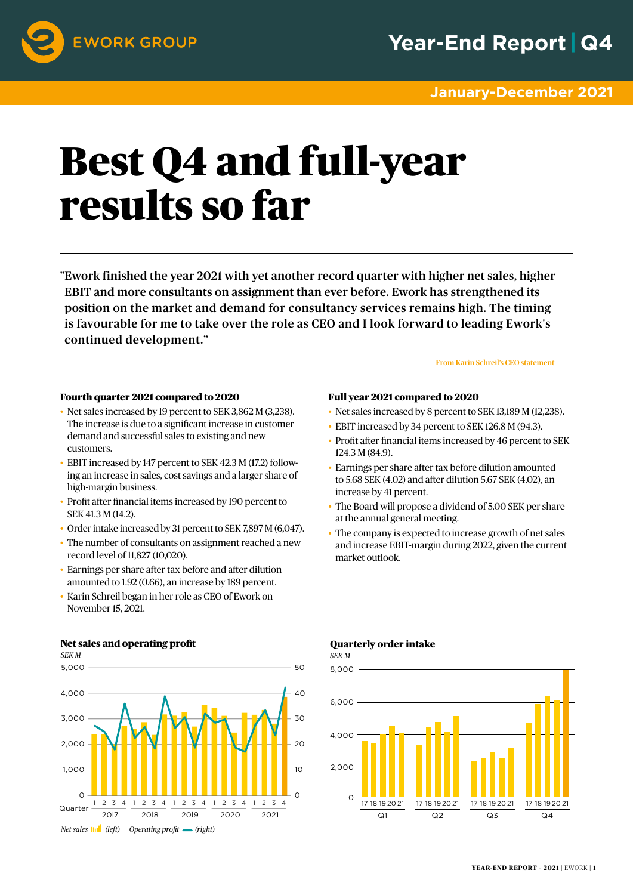# Best Q4 and full-year results so far

"Ework finished the year 2021 with yet another record quarter with higher net sales, higher EBIT and more consultants on assignment than ever before. Ework has strengthened its position on the market and demand for consultancy services remains high. The timing is favourable for me to take over the role as CEO and I look forward to leading Ework's continued development."

From Karin Schreil's CEO statement

### Fourth quarter 2021 compared to 2020

- Net sales increased by 19 percent to SEK 3,862 M (3,238). The increase is due to a significant increase in customer demand and successful sales to existing and new customers.
- EBIT increased by 147 percent to SEK 42.3 M (17.2) following an increase in sales, cost savings and a larger share of high-margin business.
- Profit after financial items increased by 190 percent to SEK 41.3 M (14.2).
- Order intake increased by 31 percent to SEK 7,897 M (6,047).
- The number of consultants on assignment reached a new record level of 11,827 (10,020).
- Earnings per share after tax before and after dilution amounted to 1.92 (0.66), an increase by 189 percent.
- Karin Schreil began in her role as CEO of Ework on November 15, 2021.

### Full year 2021 compared to 2020

- Net sales increased by 8 percent to SEK 13,189 M (12,238).
- EBIT increased by 34 percent to SEK 126.8 M (94.3).
- Profit after financial items increased by 46 percent to SEK 124.3 M (84.9).
- Earnings per share after tax before dilution amounted to 5.68 SEK (4.02) and after dilution 5.67 SEK (4.02), an increase by 41 percent.
- The Board will propose a dividend of 5.00 SEK per share at the annual general meeting.
- The company is expected to increase growth of net sales and increase EBIT-margin during 2022, given the current market outlook.

**Net sales and operating profit**

*SEK M*

*Net sales (left) Operating profit (right)*

**Quarterly order intake**

*SEK M*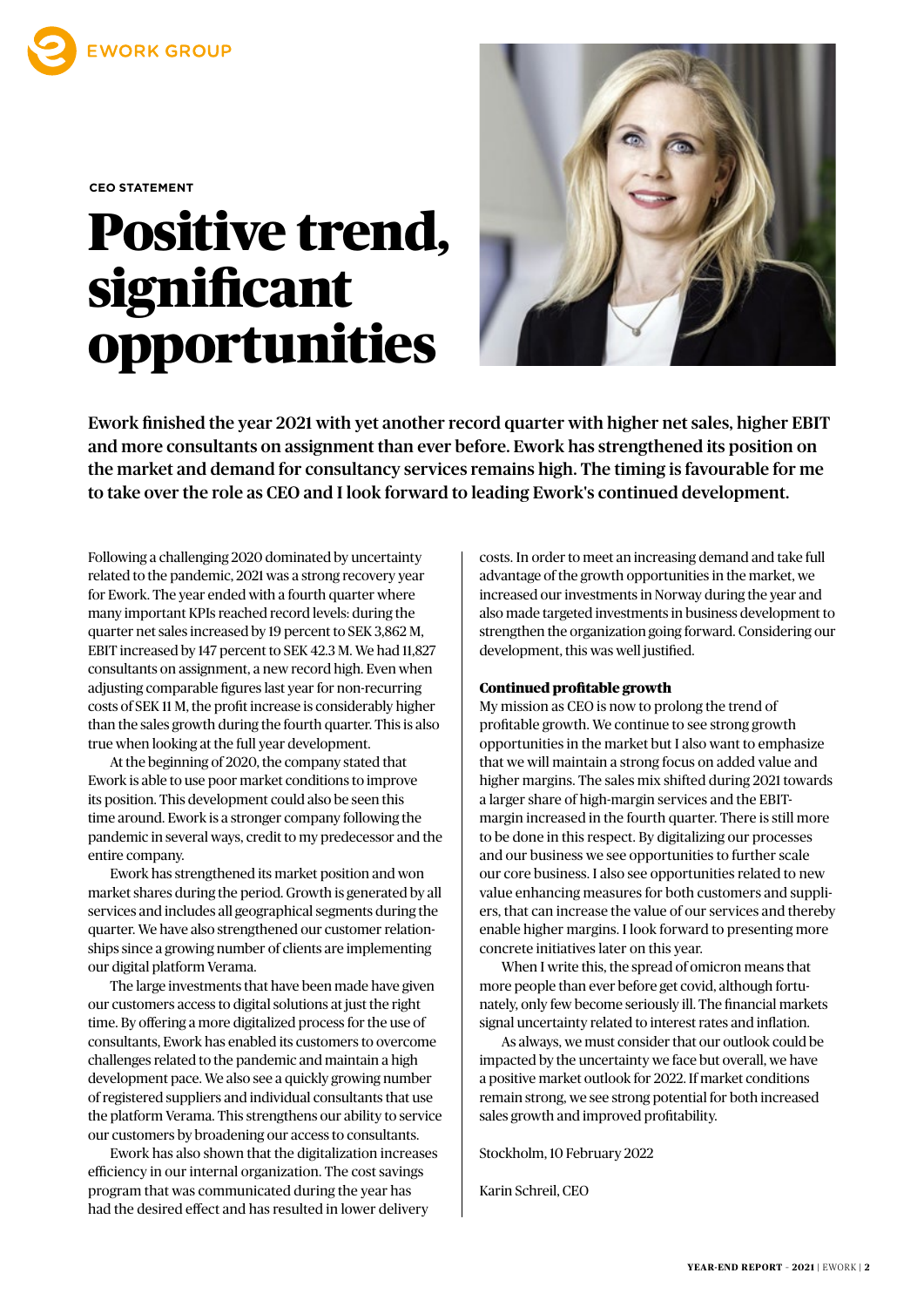CEO STATEMENT

# Positive trend, significant opportunities

**Ework finished the year 2021 with yet another record quarter with higher net sales, higher EBIT and more consultants on assignment than ever before. Ework has strengthened its position on the market and demand for consultancy services remains high. The timing is favourable for me to take over the role as CEO and I look forward to leading Ework's continued development.**

Following a challenging 2020 dominated by uncertainty related to the pandemic, 2021 was a strong recovery year for Ework. The year ended with a fourth quarter where many important KPIs reached record levels: during the quarter net sales increased by 19 percent to SEK 3,862 M, EBIT increased by 147 percent to SEK 42.3 M. We had 11,827 consultants on assignment, a new record high. Even when adjusting comparable figures last year for non-recurring costs of SEK 11 M, the profit increase is considerably higher than the sales growth during the fourth quarter. This is also true when looking at the full year development.

At the beginning of 2020, the company stated that Ework is able to use poor market conditions to improve its position. This development could also be seen this time around. Ework is a stronger company following the pandemic in several ways, credit to my predecessor and the entire company.

Ework has strengthened its market position and won market shares during the period. Growth is generated by all services and includes all geographical segments during the quarter. We have also strengthened our customer relationships since a growing number of clients are implementing our digital platform Verama.

The large investments that have been made have given our customers access to digital solutions at just the right time. By offering a more digitalized process for the use of consultants, Ework has enabled its customers to overcome challenges related to the pandemic and maintain a high development pace. We also see a quickly growing number of registered suppliers and individual consultants that use the platform Verama. This strengthens our ability to service our customers by broadening our access to consultants.

Ework has also shown that the digitalization increases efficiency in our internal organization. The cost savings program that was communicated during the year has had the desired effect and has resulted in lower delivery costs. In order to meet an increasing demand and take full advantage of the growth opportunities in the market, we increased our investments in Norway during the year and also made targeted investments in business development to strengthen the organization going forward. Considering our development, this was well justified.

### Continued profitable growth

My mission as CEO is now to prolong the trend of profitable growth. We continue to see strong growth opportunities in the market but I also want to emphasize that we will maintain a strong focus on added value and higher margins. The sales mix shifted during 2021 towards a larger share of high-margin services and the EBIT-margin increased in the fourth quarter. There is still more to be done in this respect. By digitalizing our processes and our business we see opportunities to further scale our core business. I also see opportunities related to new value enhancing measures for both customers and suppliers, that can increase the value of our services and thereby enable higher margins. I look forward to presenting more concrete initiatives later on this year.

When I write this, the spread of omicron means that more people than ever before get covid, although fortunately, only few become seriously ill. The financial markets signal uncertainty related to interest rates and inflation.

As always, we must consider that our outlook could be impacted by the uncertainty we face but overall, we have a positive market outlook for 2022. If market conditions remain strong, we see strong potential for both increased sales growth and improved profitability.

Stockholm, 10 February 2022

Karin Schreil, CEO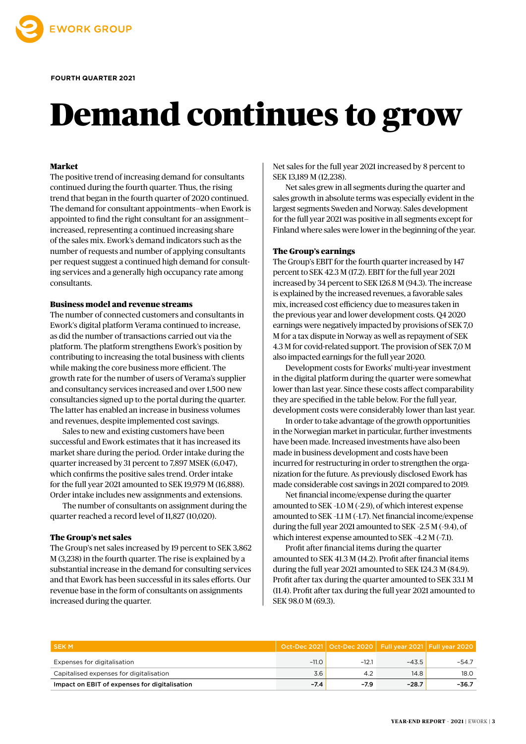FOURTH QUARTER 2021

# Demand continues to grow

### Market

The positive trend of increasing demand for consultants continued during the fourth quarter. Thus, the rising trend that began in the fourth quarter of 2020 continued. The demand for consultant appointments–when Ework is appointed to find the right consultant for an assignment–increased, representing a continued increasing share of the sales mix. Ework's demand indicators such as the number of requests and number of applying consultants per request suggest a continued high demand for consulting services and a generally high occupancy rate among consultants.

### Business model and revenue streams

The number of connected customers and consultants in Ework's digital platform Verama continued to increase, as did the number of transactions carried out via the platform. The platform strengthens Ework's position by contributing to increasing the total business with clients while making the core business more efficient. The growth rate for the number of users of Verama's supplier and consultancy services increased and over 1,500 new consultancies signed up to the portal during the quarter. The latter has enabled an increase in business volumes and revenues, despite implemented cost savings.

Sales to new and existing customers have been successful and Ework estimates that it has increased its market share during the period. Order intake during the quarter increased by 31 percent to 7,897 MSEK (6,047), which confirms the positive sales trend. Order intake for the full year 2021 amounted to SEK 19,979 M (16,888). Order intake includes new assignments and extensions.

The number of consultants on assignment during the quarter reached a record level of 11,827 (10,020).

### The Group's net sales

The Group's net sales increased by 19 percent to SEK 3,862 M (3,238) in the fourth quarter. The rise is explained by a substantial increase in the demand for consulting services and that Ework has been successful in its sales efforts. Our revenue base in the form of consultants on assignments increased during the quarter.

Net sales for the full year 2021 increased by 8 percent to SEK 13,189 M (12,238).

Net sales grew in all segments during the quarter and sales growth in absolute terms was especially evident in the largest segments Sweden and Norway. Sales development for the full year 2021 was positive in all segments except for Finland where sales were lower in the beginning of the year.

### The Group's earnings

The Group's EBIT for the fourth quarter increased by 147 percent to SEK 42.3 M (17.2). EBIT for the full year 2021 increased by 34 percent to SEK 126.8 M (94.3). The increase is explained by the increased revenues, a favorable sales mix, increased cost efficiency due to measures taken in the previous year and lower development costs. Q4 2020 earnings were negatively impacted by provisions of SEK 7,0 M for a tax dispute in Norway as well as repayment of SEK 4.3 M for covid-related support. The provision of SEK 7,0 M also impacted earnings for the full year 2020.

Development costs for Eworks' multi-year investment in the digital platform during the quarter were somewhat lower than last year. Since these costs affect comparability they are specified in the table below. For the full year, development costs were considerably lower than last year.

In order to take advantage of the growth opportunities in the Norwegian market in particular, further investments have been made. Increased investments have also been made in business development and costs have been incurred for restructuring in order to strengthen the organization for the future. As previously disclosed Ework has made considerable cost savings in 2021 compared to 2019.

Net financial income/expense during the quarter amounted to SEK -1.0 M (-2.9), of which interest expense amounted to SEK -1.1 M (-1.7). Net financial income/expense during the full year 2021 amounted to SEK -2.5 M (-9.4), of which interest expense amounted to SEK -4.2 M (-7.1).

Profit after financial items during the quarter amounted to SEK 41.3 M (14.2). Profit after financial items during the full year 2021 amounted to SEK 124.3 M (84.9). Profit after tax during the quarter amounted to SEK 33.1 M (11.4). Profit after tax during the full year 2021 amounted to SEK 98.0 M (69.3).

| SEK M | Oct-Dec 2021 | Oct-Dec 2020 | Full year 2021 | Full year 2020 |
|---|---|---|---|---|
| Expenses for digitalisation | -11.0 | -12.1 | -43.5 | -54.7 |
| Capitalised expenses for digitalisation | 3.6 | 4.2 | 14.8 | 18.0 |
| **Impact on EBIT of expenses for digitalisation** | **-7.4** | **-7.9** | **-28.7** | **-36.7** |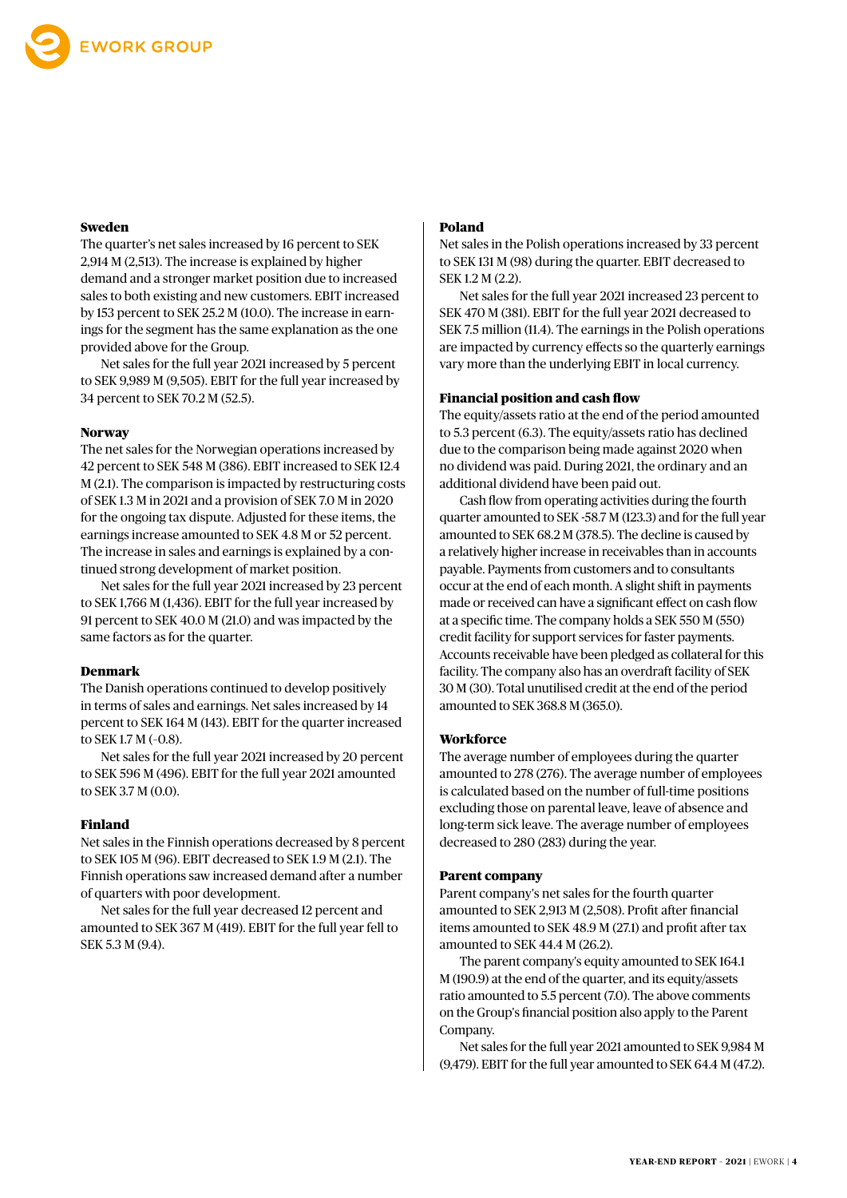### Sweden

The quarter's net sales increased by 16 percent to SEK 2,914 M (2,513). The increase is explained by higher demand and a stronger market position due to increased sales to both existing and new customers. EBIT increased by 153 percent to SEK 25.2 M (10.0). The increase in earnings for the segment has the same explanation as the one provided above for the Group.

Net sales for the full year 2021 increased by 5 percent to SEK 9,989 M (9,505). EBIT for the full year increased by 34 percent to SEK 70.2 M (52.5).

### Norway

The net sales for the Norwegian operations increased by 42 percent to SEK 548 M (386). EBIT increased to SEK 12.4 M (2.1). The comparison is impacted by restructuring costs of SEK 1.3 M in 2021 and a provision of SEK 7.0 M in 2020 for the ongoing tax dispute. Adjusted for these items, the earnings increase amounted to SEK 4.8 M or 52 percent. The increase in sales and earnings is explained by a continued strong development of market position.

Net sales for the full year 2021 increased by 23 percent to SEK 1,766 M (1,436). EBIT for the full year increased by 91 percent to SEK 40.0 M (21.0) and was impacted by the same factors as for the quarter.

### Denmark

The Danish operations continued to develop positively in terms of sales and earnings. Net sales increased by 14 percent to SEK 164 M (143). EBIT for the quarter increased to SEK 1.7 M (-0.8).

Net sales for the full year 2021 increased by 20 percent to SEK 596 M (496). EBIT for the full year 2021 amounted to SEK 3.7 M (0.0).

### Finland

Net sales in the Finnish operations decreased by 8 percent to SEK 105 M (96). EBIT decreased to SEK 1.9 M (2.1). The Finnish operations saw increased demand after a number of quarters with poor development.

Net sales for the full year decreased 12 percent and amounted to SEK 367 M (419). EBIT for the full year fell to SEK 5.3 M (9.4).

### Poland

Net sales in the Polish operations increased by 33 percent to SEK 131 M (98) during the quarter. EBIT decreased to SEK 1.2 M (2.2).

Net sales for the full year 2021 increased 23 percent to SEK 470 M (381). EBIT for the full year 2021 decreased to SEK 7.5 million (11.4). The earnings in the Polish operations are impacted by currency effects so the quarterly earnings vary more than the underlying EBIT in local currency.

### Financial position and cash flow

The equity/assets ratio at the end of the period amounted to 5.3 percent (6.3). The equity/assets ratio has declined due to the comparison being made against 2020 when no dividend was paid. During 2021, the ordinary and an additional dividend have been paid out.

Cash flow from operating activities during the fourth quarter amounted to SEK -58.7 M (123.3) and for the full year amounted to SEK 68.2 M (378.5). The decline is caused by a relatively higher increase in receivables than in accounts payable. Payments from customers and to consultants occur at the end of each month. A slight shift in payments made or received can have a significant effect on cash flow at a specific time. The company holds a SEK 550 M (550) credit facility for support services for faster payments. Accounts receivable have been pledged as collateral for this facility. The company also has an overdraft facility of SEK 30 M (30). Total unutilised credit at the end of the period amounted to SEK 368.8 M (365.0).

### Workforce

The average number of employees during the quarter amounted to 278 (276). The average number of employees is calculated based on the number of full-time positions excluding those on parental leave, leave of absence and long-term sick leave. The average number of employees decreased to 280 (283) during the year.

### Parent company

Parent company's net sales for the fourth quarter amounted to SEK 2,913 M (2,508). Profit after financial items amounted to SEK 48.9 M (27.1) and profit after tax amounted to SEK 44.4 M (26.2).

The parent company's equity amounted to SEK 164.1 M (190.9) at the end of the quarter, and its equity/assets ratio amounted to 5.5 percent (7.0). The above comments on the Group's financial position also apply to the Parent Company.

Net sales for the full year 2021 amounted to SEK 9,984 M (9,479). EBIT for the full year amounted to SEK 64.4 M (47.2).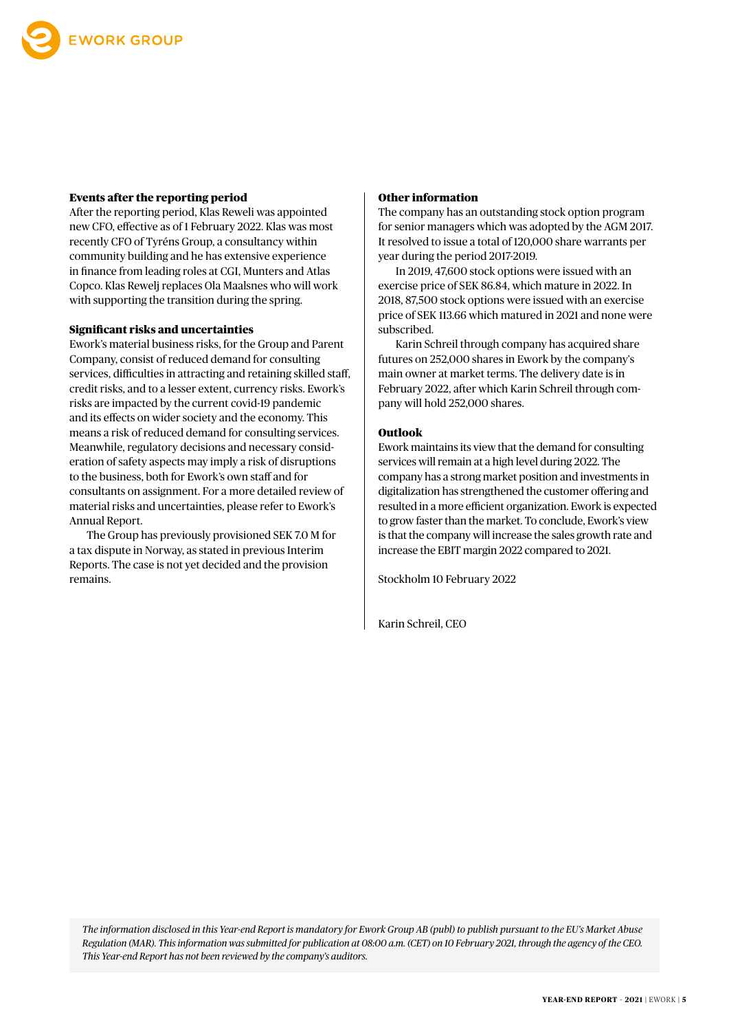### Events after the reporting period

After the reporting period, Klas Reweli was appointed new CFO, effective as of 1 February 2022. Klas was most recently CFO of Tyréns Group, a consultancy within community building and he has extensive experience in finance from leading roles at CGI, Munters and Atlas Copco. Klas Rewelj replaces Ola Maalsnes who will work with supporting the transition during the spring.

### Significant risks and uncertainties

Ework's material business risks, for the Group and Parent Company, consist of reduced demand for consulting services, difficulties in attracting and retaining skilled staff, credit risks, and to a lesser extent, currency risks. Ework's risks are impacted by the current covid-19 pandemic and its effects on wider society and the economy. This means a risk of reduced demand for consulting services. Meanwhile, regulatory decisions and necessary consideration of safety aspects may imply a risk of disruptions to the business, both for Ework's own staff and for consultants on assignment. For a more detailed review of material risks and uncertainties, please refer to Ework's Annual Report.

The Group has previously provisioned SEK 7.0 M for a tax dispute in Norway, as stated in previous Interim Reports. The case is not yet decided and the provision remains.

### Other information

The company has an outstanding stock option program for senior managers which was adopted by the AGM 2017. It resolved to issue a total of 120,000 share warrants per year during the period 2017-2019.

In 2019, 47,600 stock options were issued with an exercise price of SEK 86.84, which mature in 2022. In 2018, 87,500 stock options were issued with an exercise price of SEK 113.66 which matured in 2021 and none were subscribed.

Karin Schreil through company has acquired share futures on 252,000 shares in Ework by the company's main owner at market terms. The delivery date is in February 2022, after which Karin Schreil through company will hold 252,000 shares.

### Outlook

Ework maintains its view that the demand for consulting services will remain at a high level during 2022. The company has a strong market position and investments in digitalization has strengthened the customer offering and resulted in a more efficient organization. Ework is expected to grow faster than the market. To conclude, Ework's view is that the company will increase the sales growth rate and increase the EBIT margin 2022 compared to 2021.

Stockholm 10 February 2022

Karin Schreil, CEO

*The information disclosed in this Year-end Report is mandatory for Ework Group AB (publ) to publish pursuant to the EU's Market Abuse Regulation (MAR). This information was submitted for publication at 08:00 a.m. (CET) on 10 February 2021, through the agency of the CEO. This Year-end Report has not been reviewed by the company's auditors.*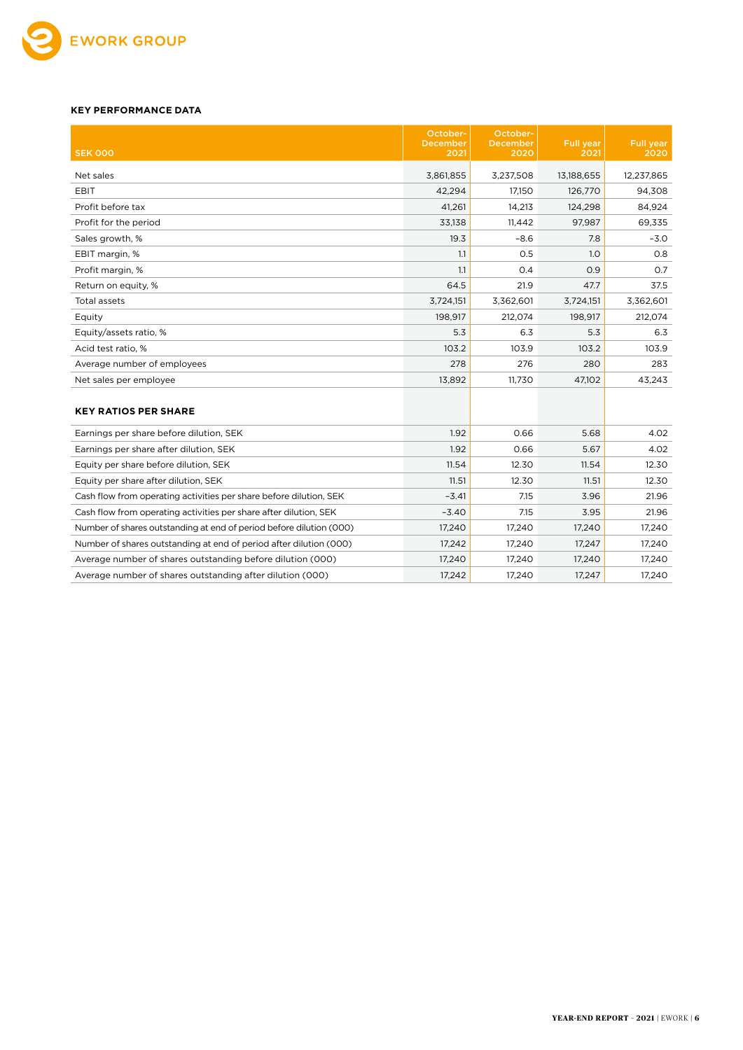### KEY PERFORMANCE DATA

| SEK 000 | October-December 2021 | October-December 2020 | Full year 2021 | Full year 2020 |
|---|---|---|---|---|
| Net sales | 3,861,855 | 3,237,508 | 13,188,655 | 12,237,865 |
| EBIT | 42,294 | 17,150 | 126,770 | 94,308 |
| Profit before tax | 41,261 | 14,213 | 124,298 | 84,924 |
| Profit for the period | 33,138 | 11,442 | 97,987 | 69,335 |
| Sales growth, % | 19.3 | −8.6 | 7.8 | −3.0 |
| EBIT margin, % | 1.1 | 0.5 | 1.0 | 0.8 |
| Profit margin, % | 1.1 | 0.4 | 0.9 | 0.7 |
| Return on equity, % | 64.5 | 21.9 | 47.7 | 37.5 |
| Total assets | 3,724,151 | 3,362,601 | 3,724,151 | 3,362,601 |
| Equity | 198,917 | 212,074 | 198,917 | 212,074 |
| Equity/assets ratio, % | 5.3 | 6.3 | 5.3 | 6.3 |
| Acid test ratio, % | 103.2 | 103.9 | 103.2 | 103.9 |
| Average number of employees | 278 | 276 | 280 | 283 |
| Net sales per employee | 13,892 | 11,730 | 47,102 | 43,243 |
| **KEY RATIOS PER SHARE** | | | | |
| Earnings per share before dilution, SEK | 1.92 | 0.66 | 5.68 | 4.02 |
| Earnings per share after dilution, SEK | 1.92 | 0.66 | 5.67 | 4.02 |
| Equity per share before dilution, SEK | 11.54 | 12.30 | 11.54 | 12.30 |
| Equity per share after dilution, SEK | 11.51 | 12.30 | 11.51 | 12.30 |
| Cash flow from operating activities per share before dilution, SEK | −3.41 | 7.15 | 3.96 | 21.96 |
| Cash flow from operating activities per share after dilution, SEK | −3.40 | 7.15 | 3.95 | 21.96 |
| Number of shares outstanding at end of period before dilution (000) | 17,240 | 17,240 | 17,240 | 17,240 |
| Number of shares outstanding at end of period after dilution (000) | 17,242 | 17,240 | 17,247 | 17,240 |
| Average number of shares outstanding before dilution (000) | 17,240 | 17,240 | 17,240 | 17,240 |
| Average number of shares outstanding after dilution (000) | 17,242 | 17,240 | 17,247 | 17,240 |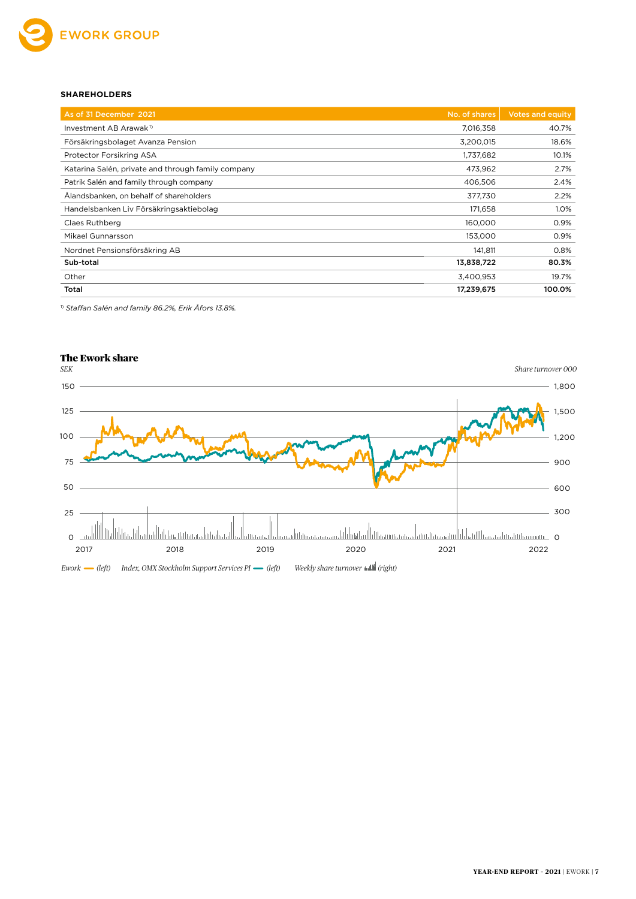### SHAREHOLDERS

| As of 31 December 2021 | No. of shares | Votes and equity |
|---|---|---|
| Investment AB Arawak[1] | 7,016,358 | 40.7% |
| Försäkringsbolaget Avanza Pension | 3,200,015 | 18.6% |
| Protector Forsikring ASA | 1,737,682 | 10.1% |
| Katarina Salén, private and through family company | 473,962 | 2.7% |
| Patrik Salén and family through company | 406,506 | 2.4% |
| Ålandsbanken, on behalf of shareholders | 377,730 | 2.2% |
| Handelsbanken Liv Försäkringsaktiebolag | 171,658 | 1.0% |
| Claes Ruthberg | 160,000 | 0.9% |
| Mikael Gunnarsson | 153,000 | 0.9% |
| Nordnet Pensionsförsäkring AB | 141,811 | 0.8% |
| **Sub-total** | **13,838,722** | **80.3%** |
| Other | 3,400,953 | 19.7% |
| **Total** | **17,239,675** | **100.0%** |

[1] *Staffan Salén and family 86.2%, Erik Åfors 13.8%.*

**The Ework share**

*SEK* — *Share turnover 000*

*Ework (left) — Index, OMX Stockholm Support Services PI (left) — Weekly share turnover (right)*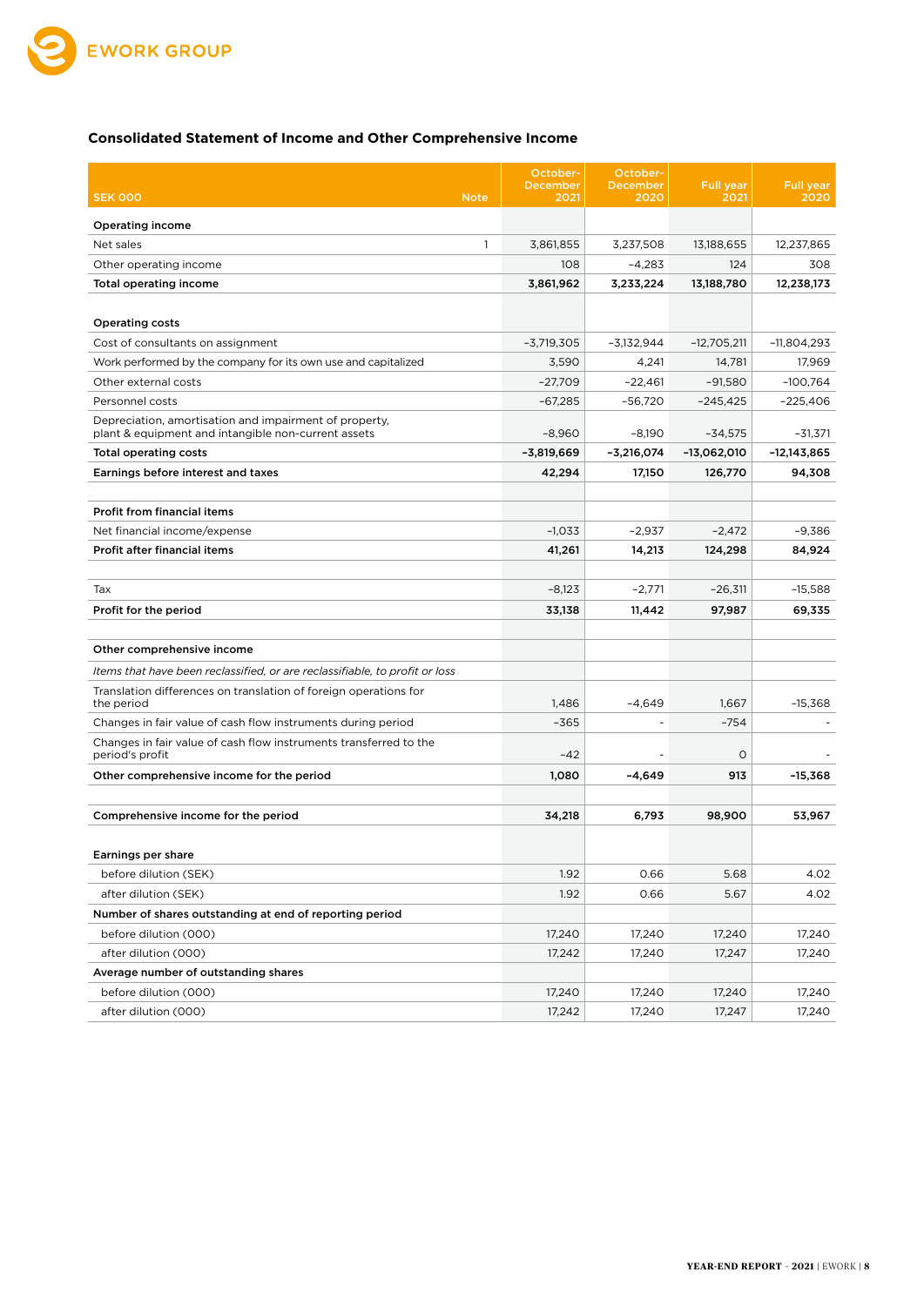## Consolidated Statement of Income and Other Comprehensive Income

| SEK 000 | Note | October-December 2021 | October-December 2020 | Full year 2021 | Full year 2020 |
|---|---|---|---|---|---|
| **Operating income** | | | | | |
| Net sales | 1 | 3,861,855 | 3,237,508 | 13,188,655 | 12,237,865 |
| Other operating income | | 108 | -4,283 | 124 | 308 |
| **Total operating income** | | **3,861,962** | **3,233,224** | **13,188,780** | **12,238,173** |
| | | | | | |
| **Operating costs** | | | | | |
| Cost of consultants on assignment | | -3,719,305 | -3,132,944 | -12,705,211 | -11,804,293 |
| Work performed by the company for its own use and capitalized | | 3,590 | 4,241 | 14,781 | 17,969 |
| Other external costs | | -27,709 | -22,461 | -91,580 | -100,764 |
| Personnel costs | | -67,285 | -56,720 | -245,425 | -225,406 |
| Depreciation, amortisation and impairment of property, plant & equipment and intangible non-current assets | | -8,960 | -8,190 | -34,575 | -31,371 |
| **Total operating costs** | | **-3,819,669** | **-3,216,074** | **-13,062,010** | **-12,143,865** |
| **Earnings before interest and taxes** | | **42,294** | **17,150** | **126,770** | **94,308** |
| | | | | | |
| **Profit from financial items** | | | | | |
| Net financial income/expense | | -1,033 | -2,937 | -2,472 | -9,386 |
| **Profit after financial items** | | **41,261** | **14,213** | **124,298** | **84,924** |
| | | | | | |
| Tax | | -8,123 | -2,771 | -26,311 | -15,588 |
| **Profit for the period** | | **33,138** | **11,442** | **97,987** | **69,335** |
| | | | | | |
| **Other comprehensive income** | | | | | |
| *Items that have been reclassified, or are reclassifiable, to profit or loss* | | | | | |
| Translation differences on translation of foreign operations for the period | | 1,486 | -4,649 | 1,667 | -15,368 |
| Changes in fair value of cash flow instruments during period | | -365 | - | -754 | - |
| Changes in fair value of cash flow instruments transferred to the period's profit | | -42 | - | 0 | - |
| **Other comprehensive income for the period** | | **1,080** | **-4,649** | **913** | **-15,368** |
| | | | | | |
| **Comprehensive income for the period** | | **34,218** | **6,793** | **98,900** | **53,967** |
| | | | | | |
| **Earnings per share** | | | | | |
| before dilution (SEK) | | 1.92 | 0.66 | 5.68 | 4.02 |
| after dilution (SEK) | | 1.92 | 0.66 | 5.67 | 4.02 |
| **Number of shares outstanding at end of reporting period** | | | | | |
| before dilution (000) | | 17,240 | 17,240 | 17,240 | 17,240 |
| after dilution (000) | | 17,242 | 17,240 | 17,247 | 17,240 |
| **Average number of outstanding shares** | | | | | |
| before dilution (000) | | 17,240 | 17,240 | 17,240 | 17,240 |
| after dilution (000) | | 17,242 | 17,240 | 17,247 | 17,240 |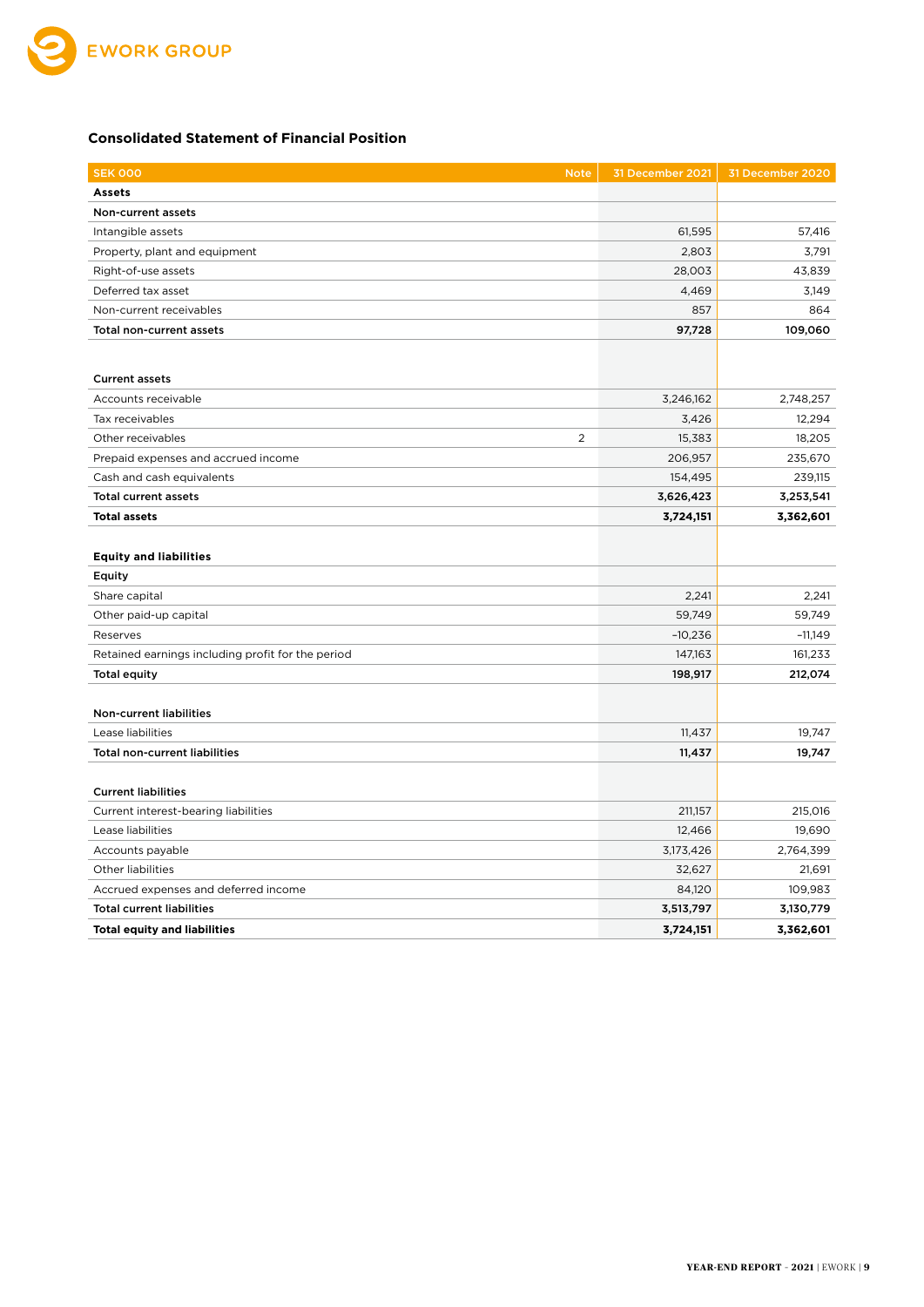## Consolidated Statement of Financial Position

| SEK 000 | Note | 31 December 2021 | 31 December 2020 |
|---|---|---|---|
| **Assets** | | | |
| **Non-current assets** | | | |
| Intangible assets | | 61,595 | 57,416 |
| Property, plant and equipment | | 2,803 | 3,791 |
| Right-of-use assets | | 28,003 | 43,839 |
| Deferred tax asset | | 4,469 | 3,149 |
| Non-current receivables | | 857 | 864 |
| **Total non-current assets** | | **97,728** | **109,060** |
| | | | |
| **Current assets** | | | |
| Accounts receivable | | 3,246,162 | 2,748,257 |
| Tax receivables | | 3,426 | 12,294 |
| Other receivables | 2 | 15,383 | 18,205 |
| Prepaid expenses and accrued income | | 206,957 | 235,670 |
| Cash and cash equivalents | | 154,495 | 239,115 |
| **Total current assets** | | **3,626,423** | **3,253,541** |
| **Total assets** | | **3,724,151** | **3,362,601** |
| | | | |
| **Equity and liabilities** | | | |
| **Equity** | | | |
| Share capital | | 2,241 | 2,241 |
| Other paid-up capital | | 59,749 | 59,749 |
| Reserves | | -10,236 | -11,149 |
| Retained earnings including profit for the period | | 147,163 | 161,233 |
| **Total equity** | | **198,917** | **212,074** |
| | | | |
| **Non-current liabilities** | | | |
| Lease liabilities | | 11,437 | 19,747 |
| **Total non-current liabilities** | | **11,437** | **19,747** |
| | | | |
| **Current liabilities** | | | |
| Current interest-bearing liabilities | | 211,157 | 215,016 |
| Lease liabilities | | 12,466 | 19,690 |
| Accounts payable | | 3,173,426 | 2,764,399 |
| Other liabilities | | 32,627 | 21,691 |
| Accrued expenses and deferred income | | 84,120 | 109,983 |
| **Total current liabilities** | | **3,513,797** | **3,130,779** |
| **Total equity and liabilities** | | **3,724,151** | **3,362,601** |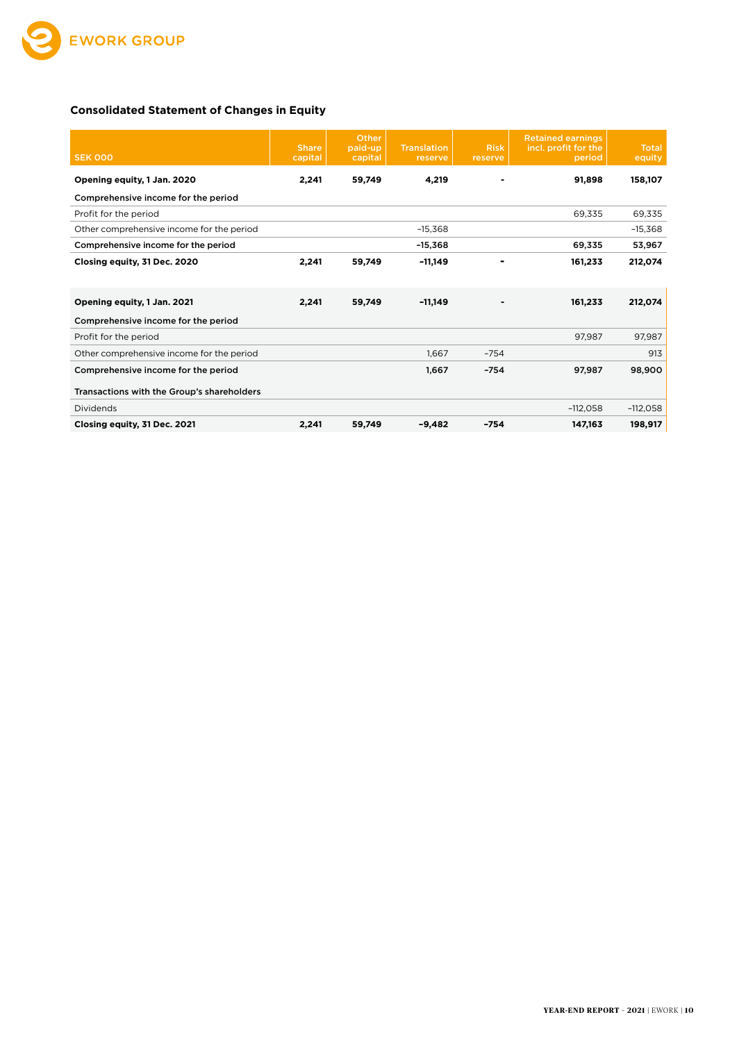## Consolidated Statement of Changes in Equity

| SEK 000 | Share capital | Other paid-up capital | Translation reserve | Risk reserve | Retained earnings incl. profit for the period | Total equity |
|---|---|---|---|---|---|---|
| **Opening equity, 1 Jan. 2020** | **2,241** | **59,749** | **4,219** | **-** | **91,898** | **158,107** |
| **Comprehensive income for the period** | | | | | | |
| Profit for the period | | | | | 69,335 | 69,335 |
| Other comprehensive income for the period | | | –15,368 | | | –15,368 |
| **Comprehensive income for the period** | | | **–15,368** | | **69,335** | **53,967** |
| **Closing equity, 31 Dec. 2020** | **2,241** | **59,749** | **–11,149** | **-** | **161,233** | **212,074** |
| | | | | | | |
| **Opening equity, 1 Jan. 2021** | **2,241** | **59,749** | **–11,149** | **-** | **161,233** | **212,074** |
| **Comprehensive income for the period** | | | | | | |
| Profit for the period | | | | | 97,987 | 97,987 |
| Other comprehensive income for the period | | | 1,667 | –754 | | 913 |
| **Comprehensive income for the period** | | | **1,667** | **–754** | **97,987** | **98,900** |
| **Transactions with the Group's shareholders** | | | | | | |
| Dividends | | | | | –112,058 | –112,058 |
| **Closing equity, 31 Dec. 2021** | **2,241** | **59,749** | **–9,482** | **–754** | **147,163** | **198,917** |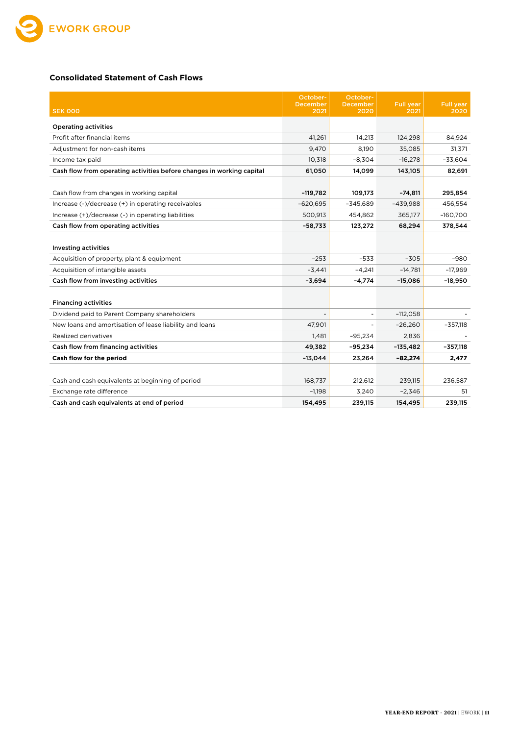## Consolidated Statement of Cash Flows

| SEK 000 | October-December 2021 | October-December 2020 | Full year 2021 | Full year 2020 |
|---|---|---|---|---|
| **Operating activities** | | | | |
| Profit after financial items | 41,261 | 14,213 | 124,298 | 84,924 |
| Adjustment for non-cash items | 9,470 | 8,190 | 35,085 | 31,371 |
| Income tax paid | 10,318 | -8,304 | -16,278 | -33,604 |
| **Cash flow from operating activities before changes in working capital** | **61,050** | **14,099** | **143,105** | **82,691** |
| | | | | |
| Cash flow from changes in working capital | **-119,782** | **109,173** | **-74,811** | **295,854** |
| Increase (-)/decrease (+) in operating receivables | -620,695 | -345,689 | -439,988 | 456,554 |
| Increase (+)/decrease (-) in operating liabilities | 500,913 | 454,862 | 365,177 | -160,700 |
| **Cash flow from operating activities** | **-58,733** | **123,272** | **68,294** | **378,544** |
| | | | | |
| **Investing activities** | | | | |
| Acquisition of property, plant & equipment | -253 | -533 | -305 | -980 |
| Acquisition of intangible assets | -3,441 | -4,241 | -14,781 | -17,969 |
| **Cash flow from investing activities** | **-3,694** | **-4,774** | **-15,086** | **-18,950** |
| | | | | |
| **Financing activities** | | | | |
| Dividend paid to Parent Company shareholders | - | - | -112,058 | - |
| New loans and amortisation of lease liability and loans | 47,901 | - | -26,260 | -357,118 |
| Realized derivatives | 1,481 | -95,234 | 2,836 | - |
| **Cash flow from financing activities** | **49,382** | **-95,234** | **-135,482** | **-357,118** |
| **Cash flow for the period** | **-13,044** | **23,264** | **-82,274** | **2,477** |
| | | | | |
| Cash and cash equivalents at beginning of period | 168,737 | 212,612 | 239,115 | 236,587 |
| Exchange rate difference | -1,198 | 3,240 | -2,346 | 51 |
| **Cash and cash equivalents at end of period** | **154,495** | **239,115** | **154,495** | **239,115** |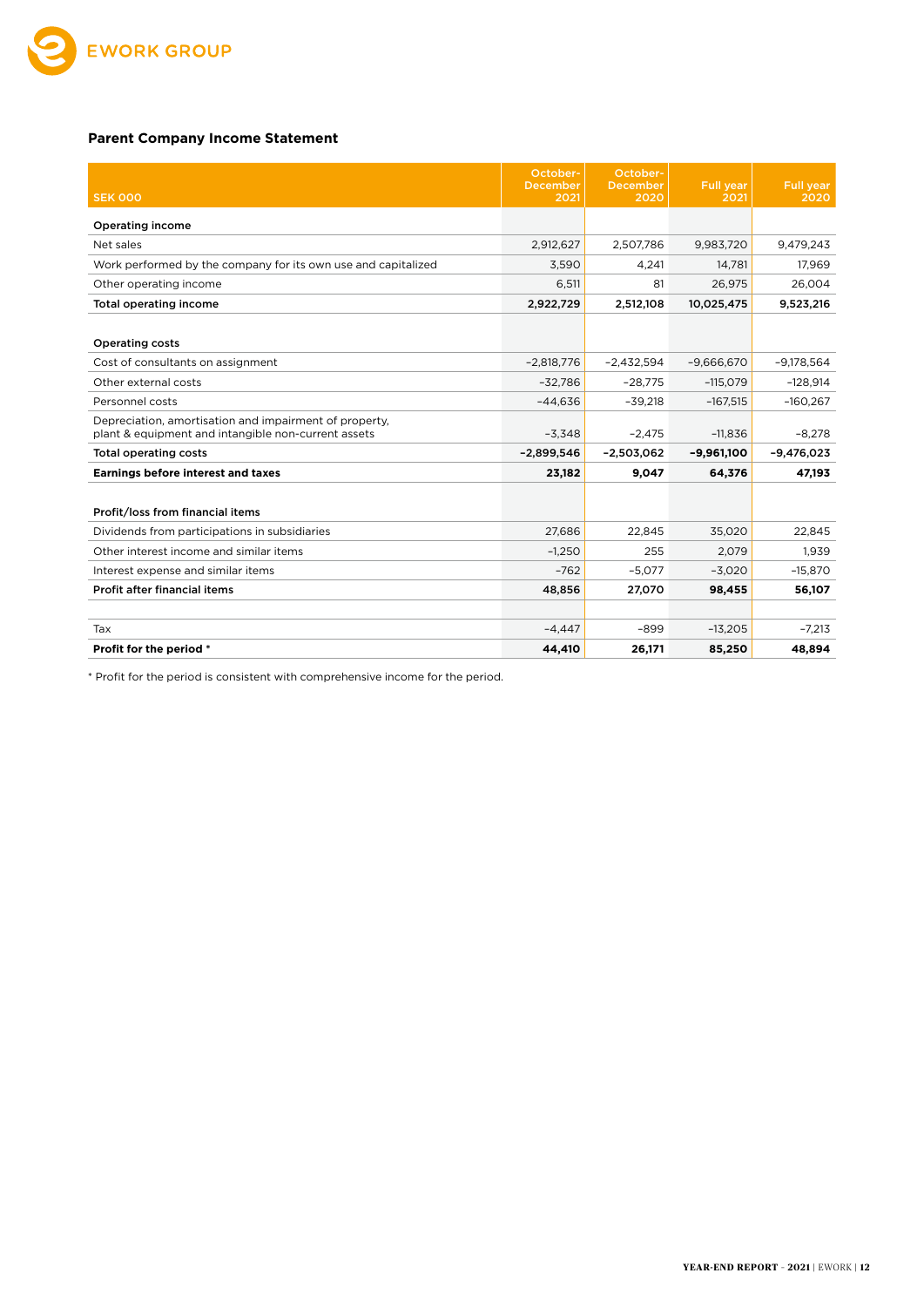## Parent Company Income Statement

| SEK 000 | October-December 2021 | October-December 2020 | Full year 2021 | Full year 2020 |
|---|---|---|---|---|
| **Operating income** | | | | |
| Net sales | 2,912,627 | 2,507,786 | 9,983,720 | 9,479,243 |
| Work performed by the company for its own use and capitalized | 3,590 | 4,241 | 14,781 | 17,969 |
| Other operating income | 6,511 | 81 | 26,975 | 26,004 |
| **Total operating income** | **2,922,729** | **2,512,108** | **10,025,475** | **9,523,216** |
| | | | | |
| **Operating costs** | | | | |
| Cost of consultants on assignment | −2,818,776 | −2,432,594 | −9,666,670 | −9,178,564 |
| Other external costs | −32,786 | −28,775 | −115,079 | −128,914 |
| Personnel costs | −44,636 | −39,218 | −167,515 | −160,267 |
| Depreciation, amortisation and impairment of property, plant & equipment and intangible non-current assets | −3,348 | −2,475 | −11,836 | −8,278 |
| **Total operating costs** | **−2,899,546** | **−2,503,062** | **−9,961,100** | **−9,476,023** |
| **Earnings before interest and taxes** | **23,182** | **9,047** | **64,376** | **47,193** |
| | | | | |
| **Profit/loss from financial items** | | | | |
| Dividends from participations in subsidiaries | 27,686 | 22,845 | 35,020 | 22,845 |
| Other interest income and similar items | −1,250 | 255 | 2,079 | 1,939 |
| Interest expense and similar items | −762 | −5,077 | −3,020 | −15,870 |
| **Profit after financial items** | **48,856** | **27,070** | **98,455** | **56,107** |
| | | | | |
| Tax | −4,447 | −899 | −13,205 | −7,213 |
| **Profit for the period *** | **44,410** | **26,171** | **85,250** | **48,894** |

* Profit for the period is consistent with comprehensive income for the period.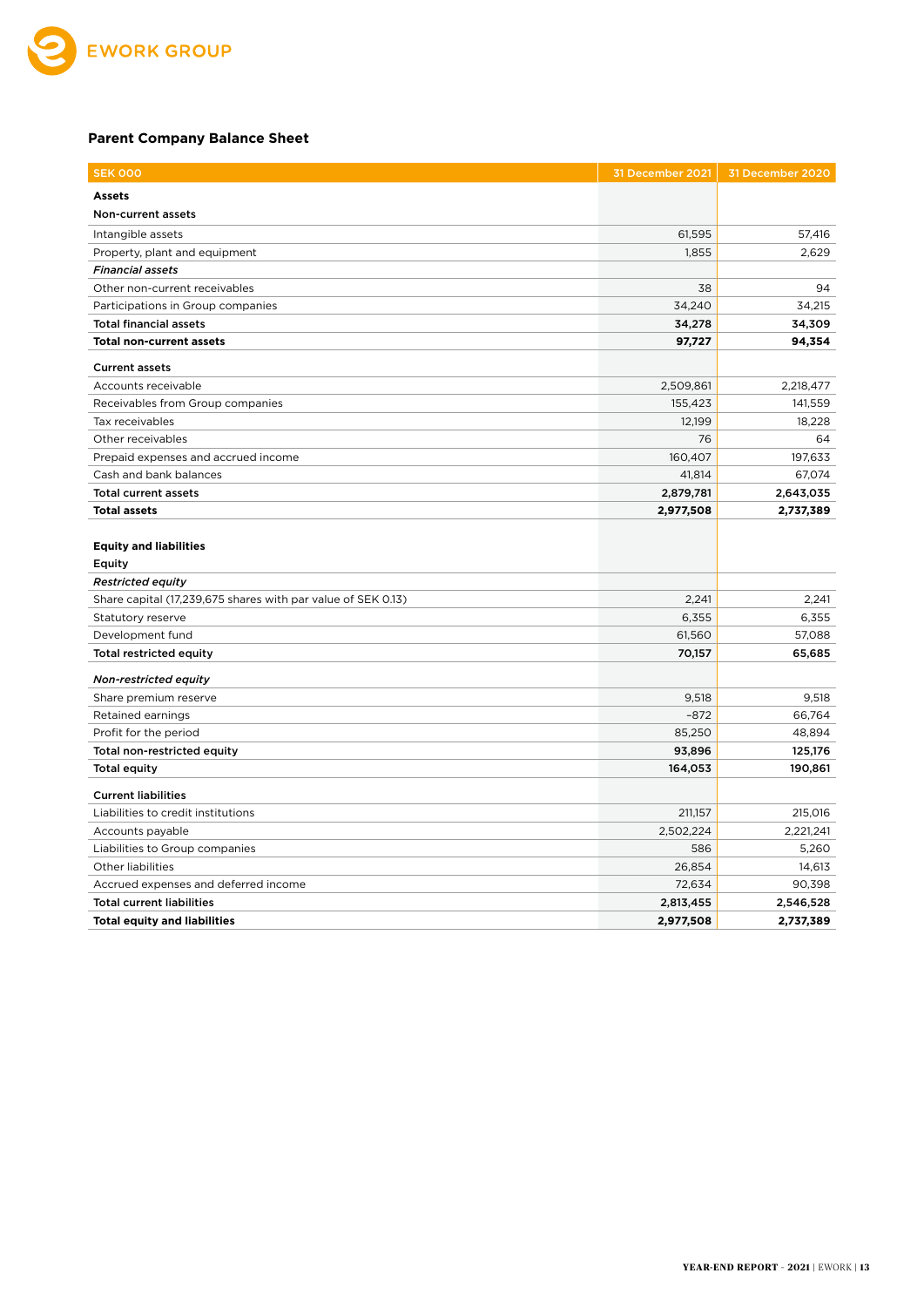## Parent Company Balance Sheet

| SEK 000 | 31 December 2021 | 31 December 2020 |
|---|---|---|
| **Assets** | | |
| **Non-current assets** | | |
| Intangible assets | 61,595 | 57,416 |
| Property, plant and equipment | 1,855 | 2,629 |
| ***Financial assets*** | | |
| Other non-current receivables | 38 | 94 |
| Participations in Group companies | 34,240 | 34,215 |
| **Total financial assets** | **34,278** | **34,309** |
| **Total non-current assets** | **97,727** | **94,354** |
| **Current assets** | | |
| Accounts receivable | 2,509,861 | 2,218,477 |
| Receivables from Group companies | 155,423 | 141,559 |
| Tax receivables | 12,199 | 18,228 |
| Other receivables | 76 | 64 |
| Prepaid expenses and accrued income | 160,407 | 197,633 |
| Cash and bank balances | 41,814 | 67,074 |
| **Total current assets** | **2,879,781** | **2,643,035** |
| **Total assets** | **2,977,508** | **2,737,389** |
| **Equity and liabilities** | | |
| **Equity** | | |
| ***Restricted equity*** | | |
| Share capital (17,239,675 shares with par value of SEK 0.13) | 2,241 | 2,241 |
| Statutory reserve | 6,355 | 6,355 |
| Development fund | 61,560 | 57,088 |
| **Total restricted equity** | **70,157** | **65,685** |
| ***Non-restricted equity*** | | |
| Share premium reserve | 9,518 | 9,518 |
| Retained earnings | -872 | 66,764 |
| Profit for the period | 85,250 | 48,894 |
| **Total non-restricted equity** | **93,896** | **125,176** |
| **Total equity** | **164,053** | **190,861** |
| **Current liabilities** | | |
| Liabilities to credit institutions | 211,157 | 215,016 |
| Accounts payable | 2,502,224 | 2,221,241 |
| Liabilities to Group companies | 586 | 5,260 |
| Other liabilities | 26,854 | 14,613 |
| Accrued expenses and deferred income | 72,634 | 90,398 |
| **Total current liabilities** | **2,813,455** | **2,546,528** |
| **Total equity and liabilities** | **2,977,508** | **2,737,389** |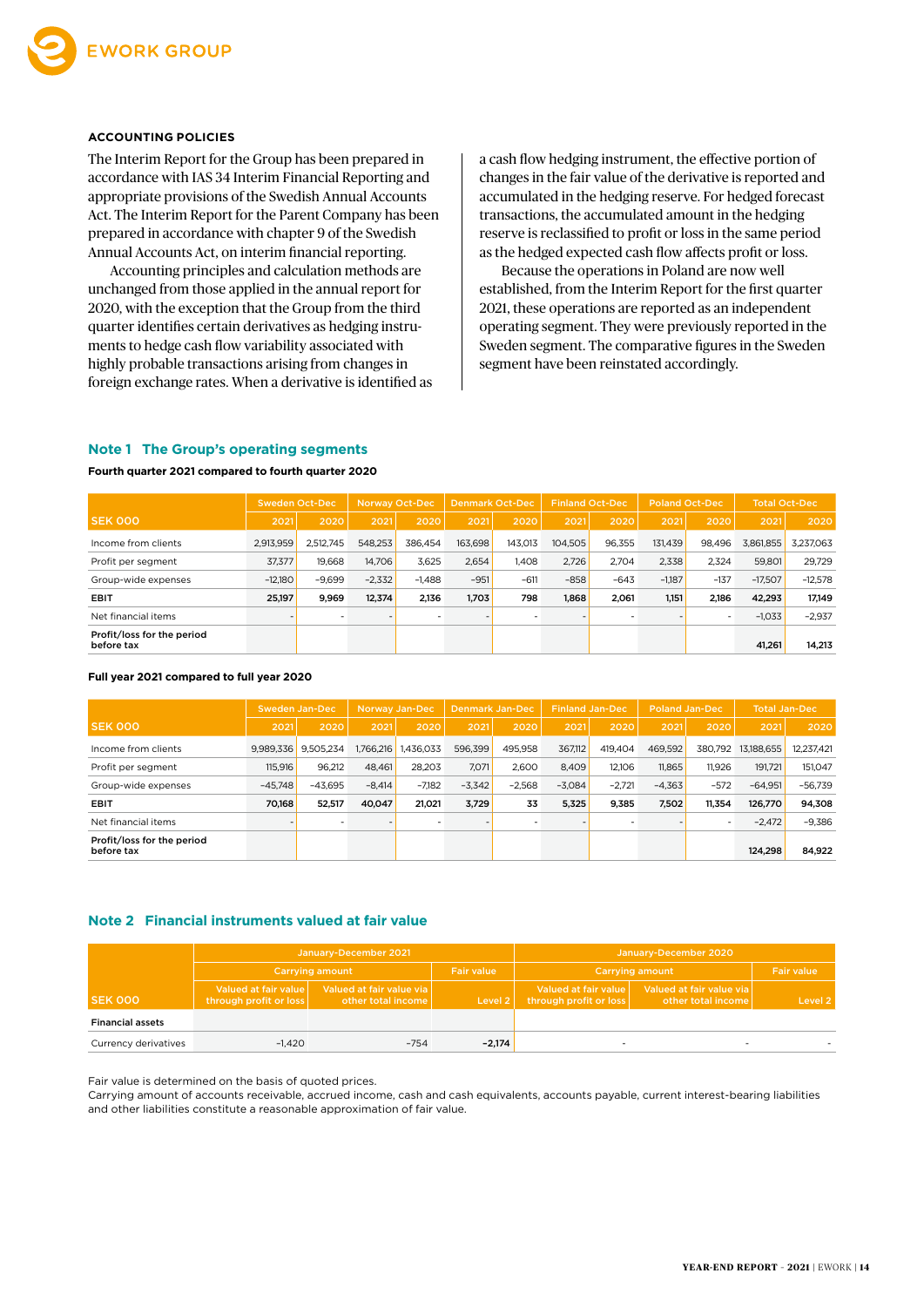#### ACCOUNTING POLICIES

The Interim Report for the Group has been prepared in accordance with IAS 34 Interim Financial Reporting and appropriate provisions of the Swedish Annual Accounts Act. The Interim Report for the Parent Company has been prepared in accordance with chapter 9 of the Swedish Annual Accounts Act, on interim financial reporting.

Accounting principles and calculation methods are unchanged from those applied in the annual report for 2020, with the exception that the Group from the third quarter identifies certain derivatives as hedging instruments to hedge cash flow variability associated with highly probable transactions arising from changes in foreign exchange rates. When a derivative is identified as a cash flow hedging instrument, the effective portion of changes in the fair value of the derivative is reported and accumulated in the hedging reserve. For hedged forecast transactions, the accumulated amount in the hedging reserve is reclassified to profit or loss in the same period as the hedged expected cash flow affects profit or loss.

Because the operations in Poland are now well established, from the Interim Report for the first quarter 2021, these operations are reported as an independent operating segment. They were previously reported in the Sweden segment. The comparative figures in the Sweden segment have been reinstated accordingly.

## Note 1 The Group's operating segments

**Fourth quarter 2021 compared to fourth quarter 2020**

| SEK 000 | Sweden Oct-Dec | | Norway Oct-Dec | | Denmark Oct-Dec | | Finland Oct-Dec | | Poland Oct-Dec | | Total Oct-Dec | |
|---|---|---|---|---|---|---|---|---|---|---|---|---|
| | 2021 | 2020 | 2021 | 2020 | 2021 | 2020 | 2021 | 2020 | 2021 | 2020 | 2021 | 2020 |
| Income from clients | 2,913,959 | 2,512,745 | 548,253 | 386,454 | 163,698 | 143,013 | 104,505 | 96,355 | 131,439 | 98,496 | 3,861,855 | 3,237,063 |
| Profit per segment | 37,377 | 19,668 | 14,706 | 3,625 | 2,654 | 1,408 | 2,726 | 2,704 | 2,338 | 2,324 | 59,801 | 29,729 |
| Group-wide expenses | −12,180 | −9,699 | −2,332 | −1,488 | −951 | −611 | −858 | −643 | −1,187 | −137 | −17,507 | −12,578 |
| **EBIT** | **25,197** | **9,969** | **12,374** | **2,136** | **1,703** | **798** | **1,868** | **2,061** | **1,151** | **2,186** | **42,293** | **17,149** |
| Net financial items | - | - | - | - | - | - | - | - | - | - | −1,033 | −2,937 |
| **Profit/loss for the period before tax** | | | | | | | | | | | **41,261** | **14,213** |

**Full year 2021 compared to full year 2020**

| SEK 000 | Sweden Jan-Dec | | Norway Jan-Dec | | Denmark Jan-Dec | | Finland Jan-Dec | | Poland Jan-Dec | | Total Jan-Dec | |
|---|---|---|---|---|---|---|---|---|---|---|---|---|
| | 2021 | 2020 | 2021 | 2020 | 2021 | 2020 | 2021 | 2020 | 2021 | 2020 | 2021 | 2020 |
| Income from clients | 9,989,336 | 9,505,234 | 1,766,216 | 1,436,033 | 596,399 | 495,958 | 367,112 | 419,404 | 469,592 | 380,792 | 13,188,655 | 12,237,421 |
| Profit per segment | 115,916 | 96,212 | 48,461 | 28,203 | 7,071 | 2,600 | 8,409 | 12,106 | 11,865 | 11,926 | 191,721 | 151,047 |
| Group-wide expenses | −45,748 | −43,695 | −8,414 | −7,182 | −3,342 | −2,568 | −3,084 | −2,721 | −4,363 | −572 | −64,951 | −56,739 |
| **EBIT** | **70,168** | **52,517** | **40,047** | **21,021** | **3,729** | **33** | **5,325** | **9,385** | **7,502** | **11,354** | **126,770** | **94,308** |
| Net financial items | - | - | - | - | - | - | - | - | - | - | −2,472 | −9,386 |
| **Profit/loss for the period before tax** | | | | | | | | | | | **124,298** | **84,922** |

## Note 2 Financial instruments valued at fair value

| SEK 000 | January-December 2021 | | | January-December 2020 | | |
|---|---|---|---|---|---|---|
| | Carrying amount | | Fair value | Carrying amount | | Fair value |
| | Valued at fair value through profit or loss | Valued at fair value via other total income | Level 2 | Valued at fair value through profit or loss | Valued at fair value via other total income | Level 2 |
| **Financial assets** | | | | | | |
| Currency derivatives | −1,420 | −754 | **−2,174** | - | - | - |

Fair value is determined on the basis of quoted prices.
Carrying amount of accounts receivable, accrued income, cash and cash equivalents, accounts payable, current interest-bearing liabilities and other liabilities constitute a reasonable approximation of fair value.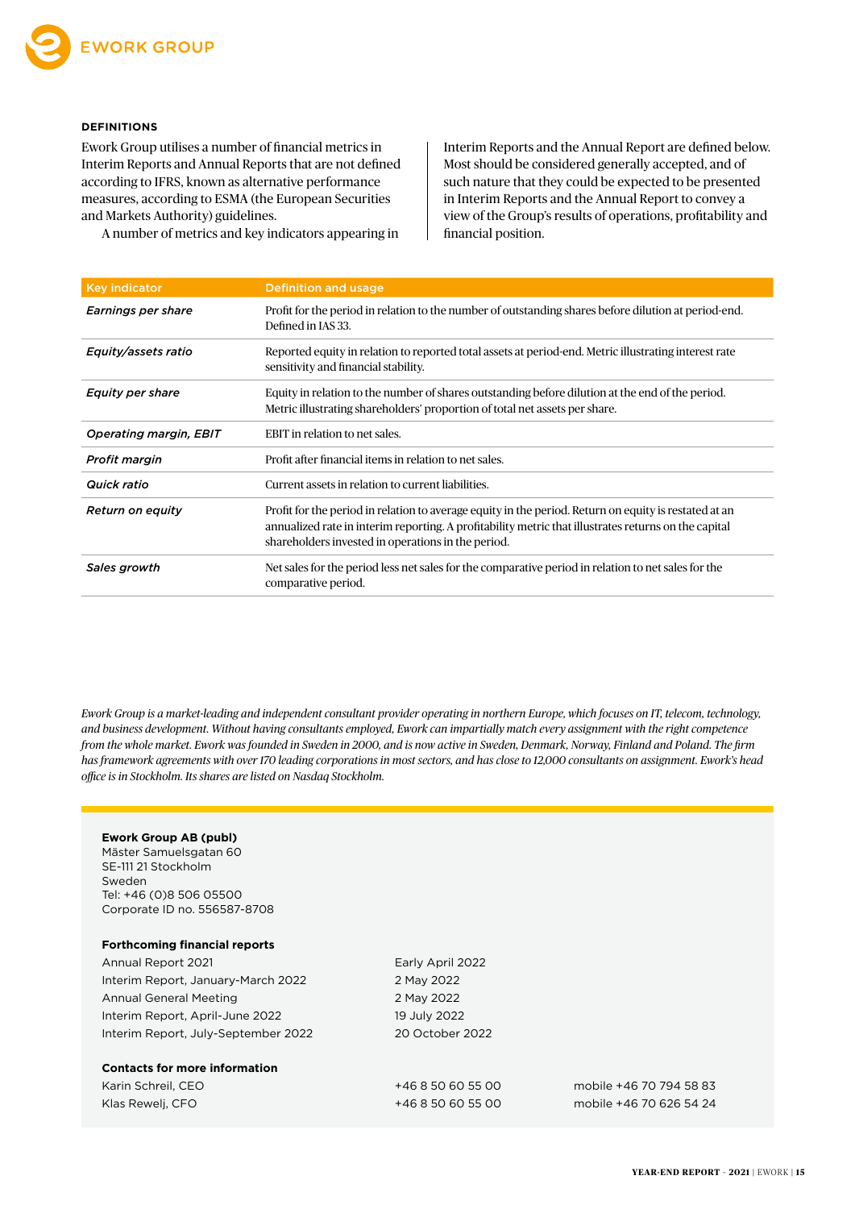### DEFINITIONS

Ework Group utilises a number of financial metrics in Interim Reports and Annual Reports that are not defined according to IFRS, known as alternative performance measures, according to ESMA (the European Securities and Markets Authority) guidelines.

A number of metrics and key indicators appearing in Interim Reports and the Annual Report are defined below. Most should be considered generally accepted, and of such nature that they could be expected to be presented in Interim Reports and the Annual Report to convey a view of the Group's results of operations, profitability and financial position.

| Key indicator | Definition and usage |
|---|---|
| *Earnings per share* | Profit for the period in relation to the number of outstanding shares before dilution at period-end. Defined in IAS 33. |
| *Equity/assets ratio* | Reported equity in relation to reported total assets at period-end. Metric illustrating interest rate sensitivity and financial stability. |
| *Equity per share* | Equity in relation to the number of shares outstanding before dilution at the end of the period. Metric illustrating shareholders' proportion of total net assets per share. |
| *Operating margin, EBIT* | EBIT in relation to net sales. |
| *Profit margin* | Profit after financial items in relation to net sales. |
| *Quick ratio* | Current assets in relation to current liabilities. |
| *Return on equity* | Profit for the period in relation to average equity in the period. Return on equity is restated at an annualized rate in interim reporting. A profitability metric that illustrates returns on the capital shareholders invested in operations in the period. |
| *Sales growth* | Net sales for the period less net sales for the comparative period in relation to net sales for the comparative period. |

*Ework Group is a market-leading and independent consultant provider operating in northern Europe, which focuses on IT, telecom, technology, and business development. Without having consultants employed, Ework can impartially match every assignment with the right competence from the whole market. Ework was founded in Sweden in 2000, and is now active in Sweden, Denmark, Norway, Finland and Poland. The firm has framework agreements with over 170 leading corporations in most sectors, and has close to 12,000 consultants on assignment. Ework's head office is in Stockholm. Its shares are listed on Nasdaq Stockholm.*

**Ework Group AB (publ)**
Mäster Samuelsgatan 60
SE-111 21 Stockholm
Sweden
Tel: +46 (0)8 506 05500
Corporate ID no. 556587-8708

**Forthcoming financial reports**

| | |
|---|---|
| Annual Report 2021 | Early April 2022 |
| Interim Report, January-March 2022 | 2 May 2022 |
| Annual General Meeting | 2 May 2022 |
| Interim Report, April-June 2022 | 19 July 2022 |
| Interim Report, July-September 2022 | 20 October 2022 |

**Contacts for more information**

| | | |
|---|---|---|
| Karin Schreil, CEO | +46 8 50 60 55 00 | mobile +46 70 794 58 83 |
| Klas Rewelj, CFO | +46 8 50 60 55 00 | mobile +46 70 626 54 24 |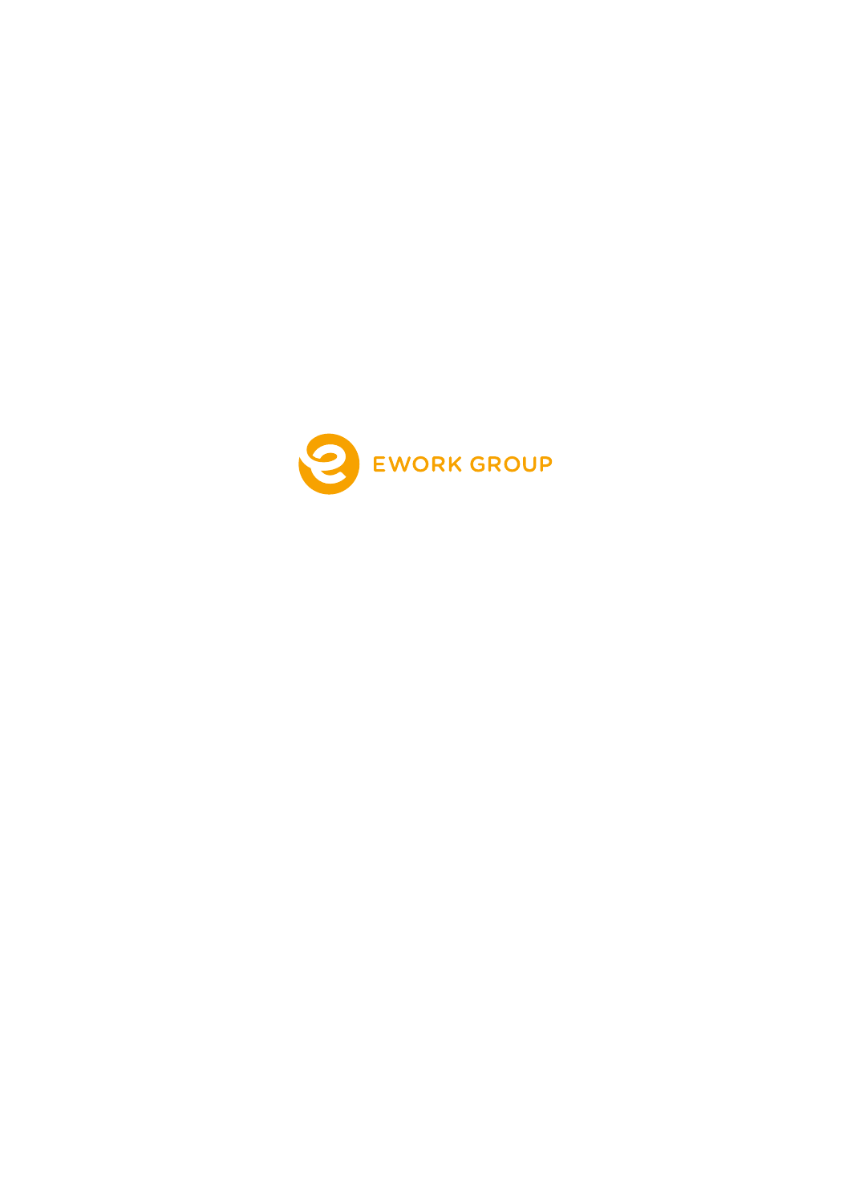EWORK GROUP